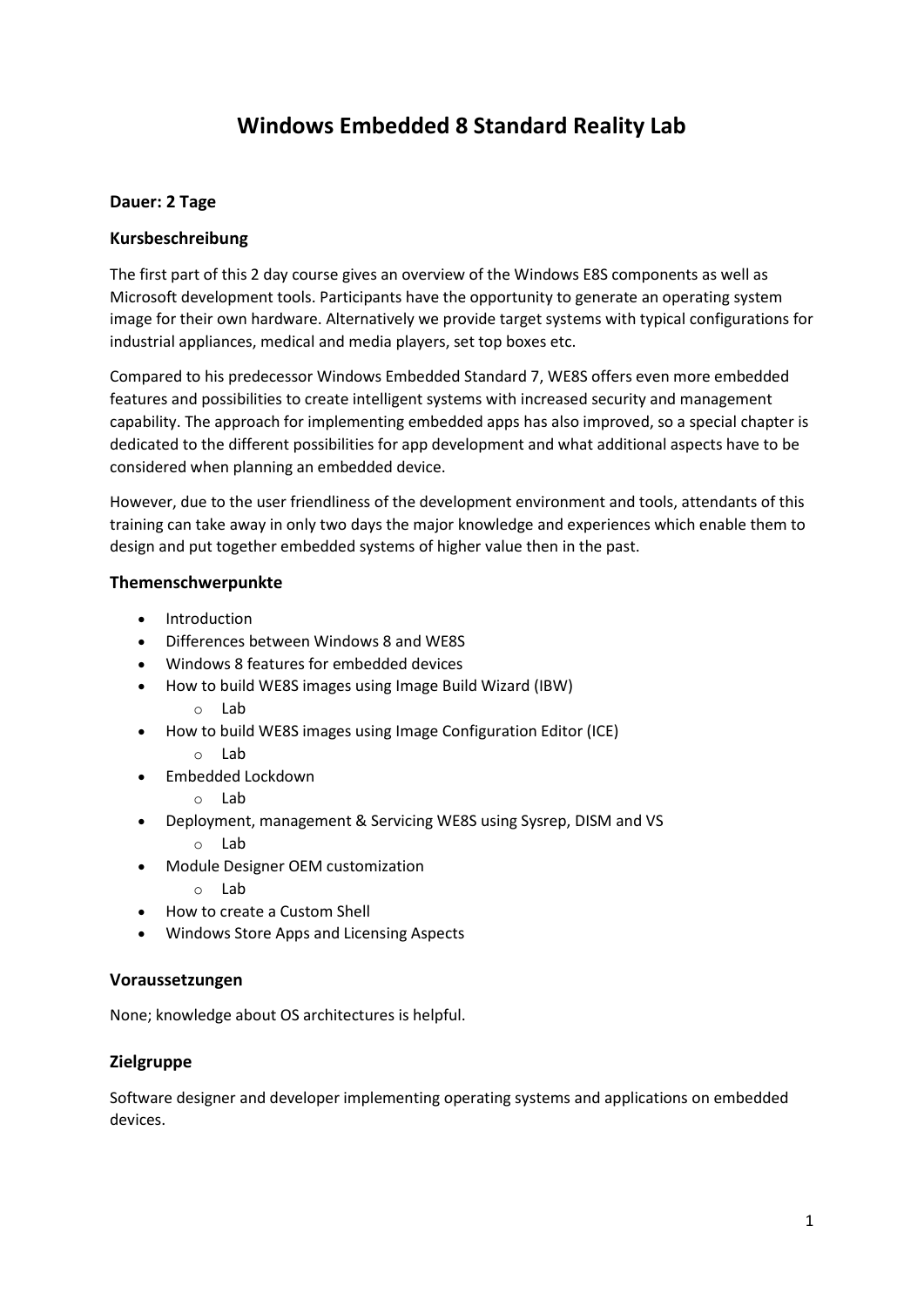# Windows Embedded 8 Standard Reality Lab

### Dauer: 2 Tage

### Kursbeschreibung

The first part of this 2 day course gives an overview of the Windows E8S components as well as Microsoft development tools. Participants have the opportunity to generate an operating system image for their own hardware. Alternatively we provide target systems with typical configurations for industrial appliances, medical and media players, set top boxes etc.

Compared to his predecessor Windows Embedded Standard 7, WE8S offers even more embedded features and possibilities to create intelligent systems with increased security and management capability. The approach for implementing embedded apps has also improved, so a special chapter is dedicated to the different possibilities for app development and what additional aspects have to be considered when planning an embedded device.

However, due to the user friendliness of the development environment and tools, attendants of this training can take away in only two days the major knowledge and experiences which enable them to design and put together embedded systems of higher value then in the past.

### Themenschwerpunkte

- Introduction
- Differences between Windows 8 and WE8S
- Windows 8 features for embedded devices
- How to build WE8S images using Image Build Wizard (IBW)
    - Lab
- How to build WE8S images using Image Configuration Editor (ICE)
    - Lab
- Embedded Lockdown
    - Lab
- Deployment, management & Servicing WE8S using Sysrep, DISM and VS
    - Lab
- Module Designer OEM customization
    - Lab
- How to create a Custom Shell
- Windows Store Apps and Licensing Aspects

### Voraussetzungen

None; knowledge about OS architectures is helpful.

### Zielgruppe

Software designer and developer implementing operating systems and applications on embedded devices.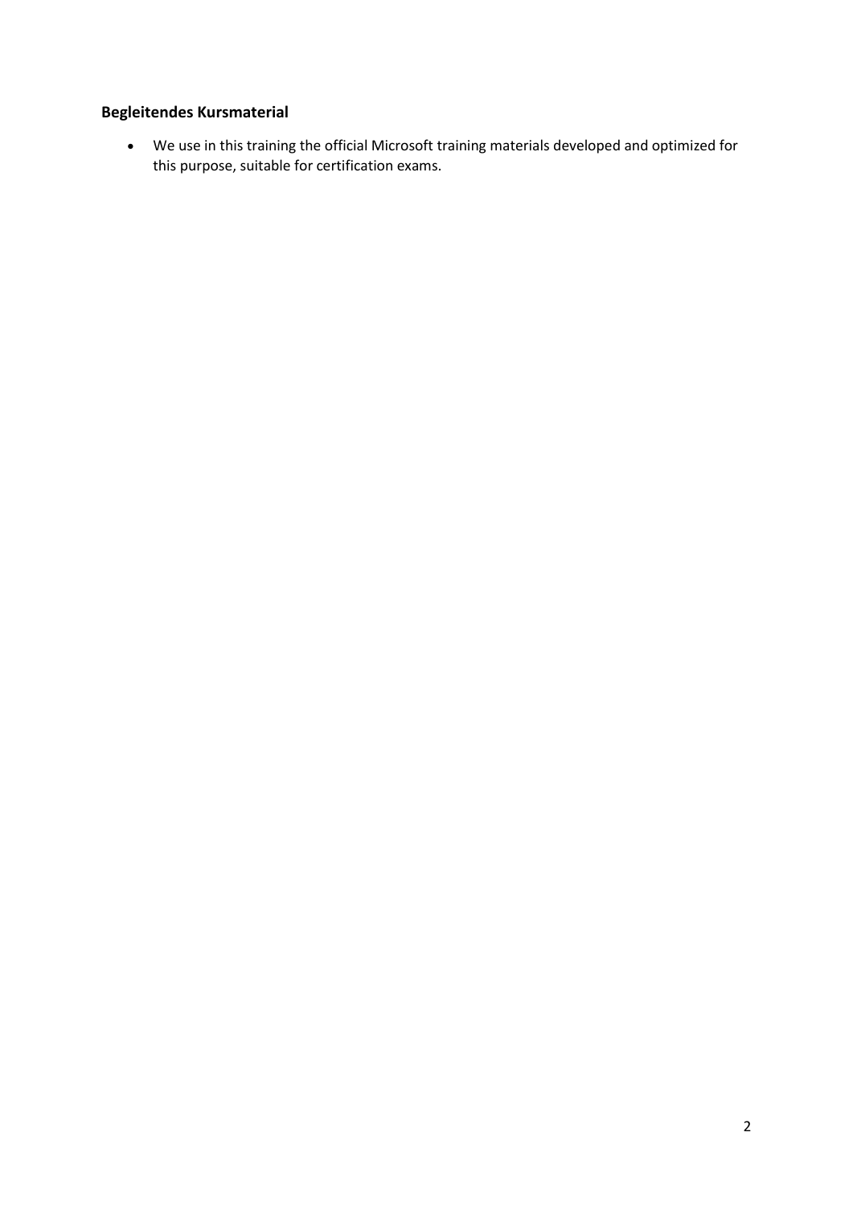### Begleitendes Kursmaterial

- We use in this training the official Microsoft training materials developed and optimized for this purpose, suitable for certification exams.